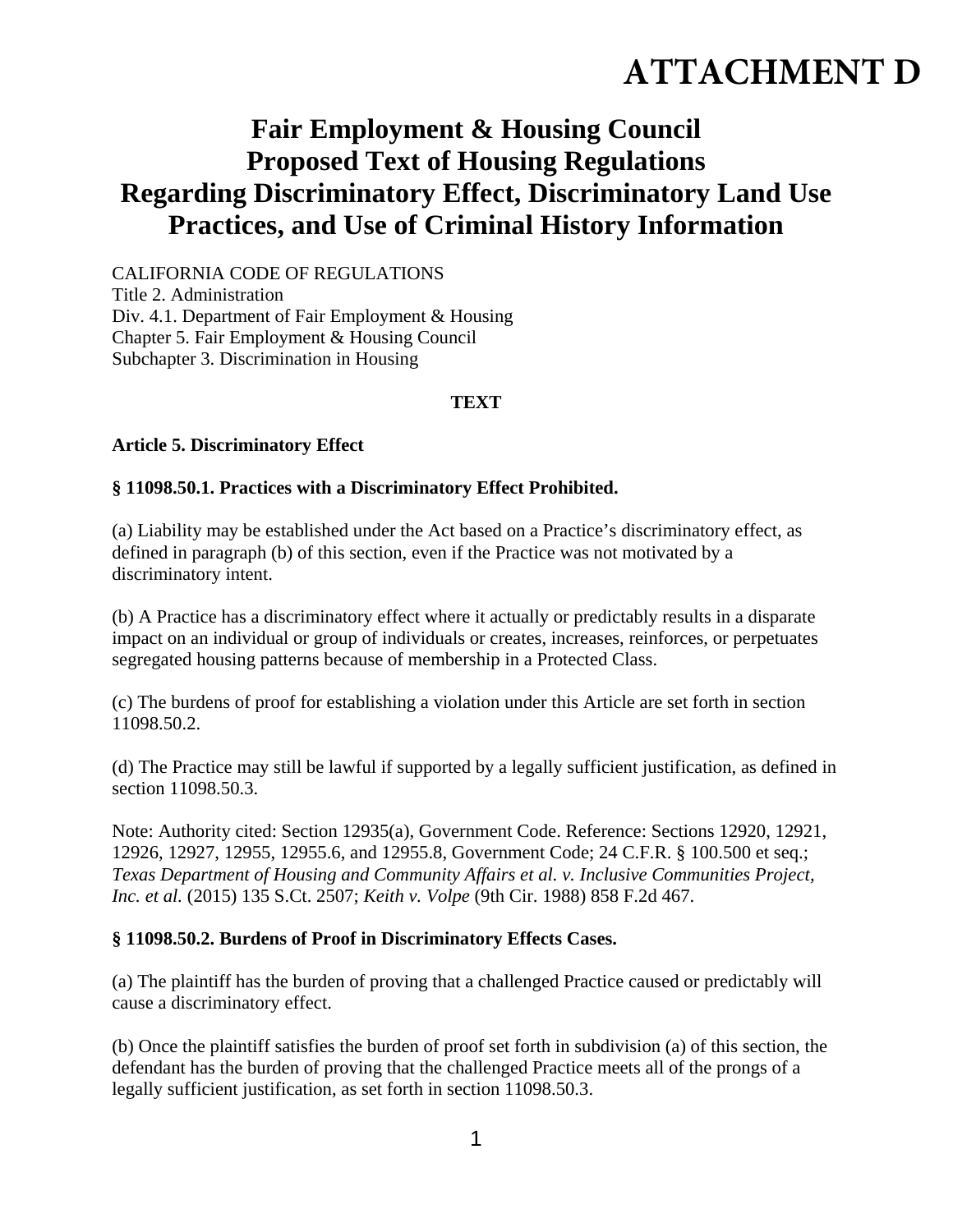# ATTACHMENT D

## Fair Employment & Housing Council
## Proposed Text of Housing Regulations
## Regarding Discriminatory Effect, Discriminatory Land Use Practices, and Use of Criminal History Information

CALIFORNIA CODE OF REGULATIONS
Title 2. Administration
Div. 4.1. Department of Fair Employment & Housing
Chapter 5. Fair Employment & Housing Council
Subchapter 3. Discrimination in Housing

**TEXT**

**Article 5. Discriminatory Effect**

**§ 11098.50.1. Practices with a Discriminatory Effect Prohibited.**

(a) Liability may be established under the Act based on a Practice's discriminatory effect, as defined in paragraph (b) of this section, even if the Practice was not motivated by a discriminatory intent.

(b) A Practice has a discriminatory effect where it actually or predictably results in a disparate impact on an individual or group of individuals or creates, increases, reinforces, or perpetuates segregated housing patterns because of membership in a Protected Class.

(c) The burdens of proof for establishing a violation under this Article are set forth in section 11098.50.2.

(d) The Practice may still be lawful if supported by a legally sufficient justification, as defined in section 11098.50.3.

Note: Authority cited: Section 12935(a), Government Code. Reference: Sections 12920, 12921, 12926, 12927, 12955, 12955.6, and 12955.8, Government Code; 24 C.F.R. § 100.500 et seq.; *Texas Department of Housing and Community Affairs et al. v. Inclusive Communities Project, Inc. et al.* (2015) 135 S.Ct. 2507; *Keith v. Volpe* (9th Cir. 1988) 858 F.2d 467.

**§ 11098.50.2. Burdens of Proof in Discriminatory Effects Cases.**

(a) The plaintiff has the burden of proving that a challenged Practice caused or predictably will cause a discriminatory effect.

(b) Once the plaintiff satisfies the burden of proof set forth in subdivision (a) of this section, the defendant has the burden of proving that the challenged Practice meets all of the prongs of a legally sufficient justification, as set forth in section 11098.50.3.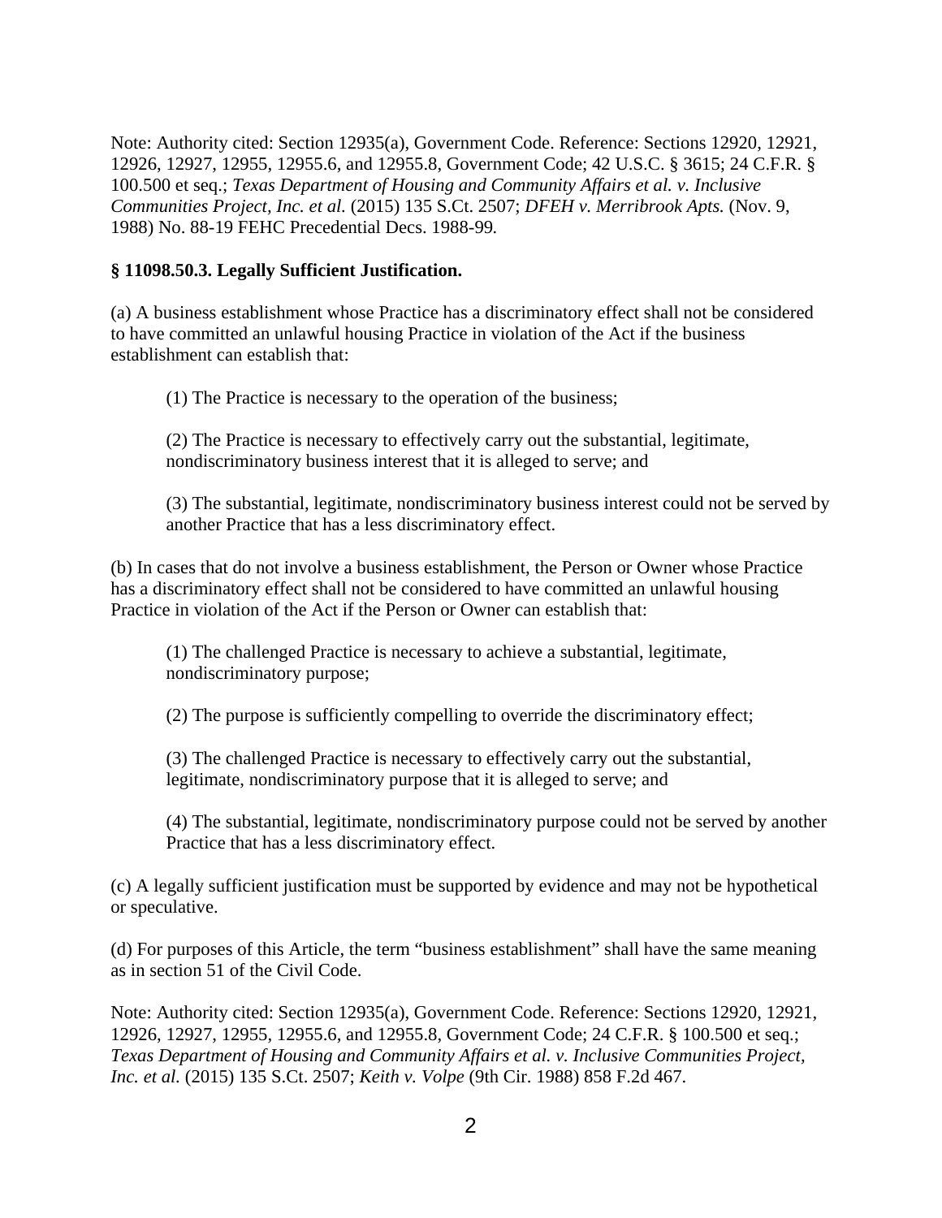Note: Authority cited: Section 12935(a), Government Code. Reference: Sections 12920, 12921, 12926, 12927, 12955, 12955.6, and 12955.8, Government Code; 42 U.S.C. § 3615; 24 C.F.R. § 100.500 et seq.; *Texas Department of Housing and Community Affairs et al. v. Inclusive Communities Project, Inc. et al.* (2015) 135 S.Ct. 2507; *DFEH v. Merribrook Apts.* (Nov. 9, 1988) No. 88-19 FEHC Precedential Decs. 1988-99*.*

**§ 11098.50.3. Legally Sufficient Justification.**

(a) A business establishment whose Practice has a discriminatory effect shall not be considered to have committed an unlawful housing Practice in violation of the Act if the business establishment can establish that:

> (1) The Practice is necessary to the operation of the business;
>
> (2) The Practice is necessary to effectively carry out the substantial, legitimate, nondiscriminatory business interest that it is alleged to serve; and
>
> (3) The substantial, legitimate, nondiscriminatory business interest could not be served by another Practice that has a less discriminatory effect.

(b) In cases that do not involve a business establishment, the Person or Owner whose Practice has a discriminatory effect shall not be considered to have committed an unlawful housing Practice in violation of the Act if the Person or Owner can establish that:

> (1) The challenged Practice is necessary to achieve a substantial, legitimate, nondiscriminatory purpose;
>
> (2) The purpose is sufficiently compelling to override the discriminatory effect;
>
> (3) The challenged Practice is necessary to effectively carry out the substantial, legitimate, nondiscriminatory purpose that it is alleged to serve; and
>
> (4) The substantial, legitimate, nondiscriminatory purpose could not be served by another Practice that has a less discriminatory effect.

(c) A legally sufficient justification must be supported by evidence and may not be hypothetical or speculative.

(d) For purposes of this Article, the term "business establishment" shall have the same meaning as in section 51 of the Civil Code.

Note: Authority cited: Section 12935(a), Government Code. Reference: Sections 12920, 12921, 12926, 12927, 12955, 12955.6, and 12955.8, Government Code; 24 C.F.R. § 100.500 et seq.; *Texas Department of Housing and Community Affairs et al. v. Inclusive Communities Project, Inc. et al.* (2015) 135 S.Ct. 2507; *Keith v. Volpe* (9th Cir. 1988) 858 F.2d 467.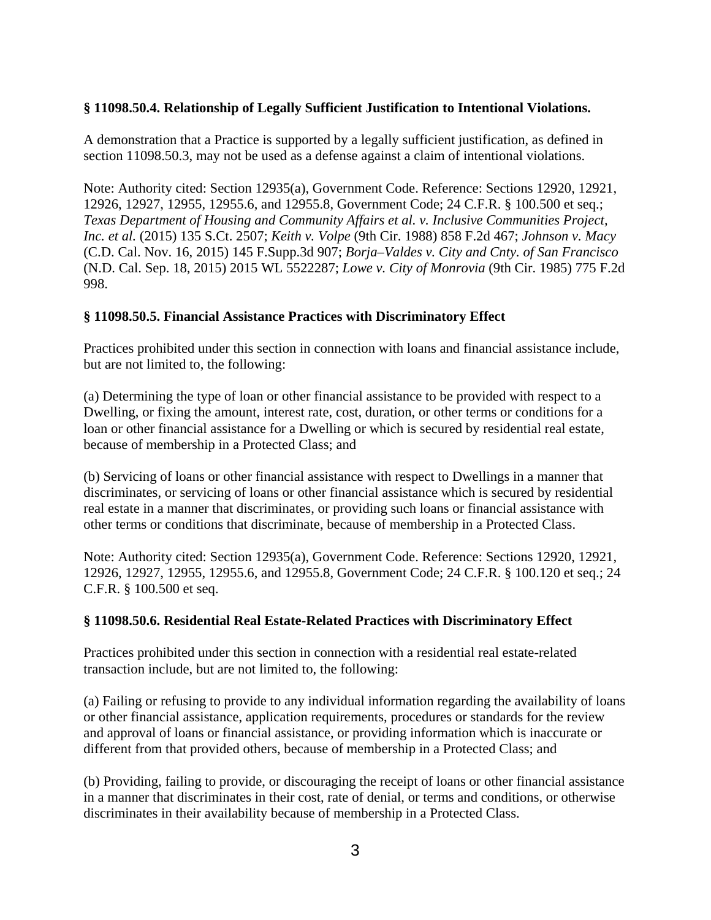**§ 11098.50.4. Relationship of Legally Sufficient Justification to Intentional Violations.**

A demonstration that a Practice is supported by a legally sufficient justification, as defined in section 11098.50.3, may not be used as a defense against a claim of intentional violations.

Note: Authority cited: Section 12935(a), Government Code. Reference: Sections 12920, 12921, 12926, 12927, 12955, 12955.6, and 12955.8, Government Code; 24 C.F.R. § 100.500 et seq.; *Texas Department of Housing and Community Affairs et al. v. Inclusive Communities Project, Inc. et al.* (2015) 135 S.Ct. 2507; *Keith v. Volpe* (9th Cir. 1988) 858 F.2d 467; *Johnson v. Macy* (C.D. Cal. Nov. 16, 2015) 145 F.Supp.3d 907; *Borja–Valdes v. City and Cnty. of San Francisco* (N.D. Cal. Sep. 18, 2015) 2015 WL 5522287; *Lowe v. City of Monrovia* (9th Cir. 1985) 775 F.2d 998.

**§ 11098.50.5. Financial Assistance Practices with Discriminatory Effect**

Practices prohibited under this section in connection with loans and financial assistance include, but are not limited to, the following:

(a) Determining the type of loan or other financial assistance to be provided with respect to a Dwelling, or fixing the amount, interest rate, cost, duration, or other terms or conditions for a loan or other financial assistance for a Dwelling or which is secured by residential real estate, because of membership in a Protected Class; and

(b) Servicing of loans or other financial assistance with respect to Dwellings in a manner that discriminates, or servicing of loans or other financial assistance which is secured by residential real estate in a manner that discriminates, or providing such loans or financial assistance with other terms or conditions that discriminate, because of membership in a Protected Class.

Note: Authority cited: Section 12935(a), Government Code. Reference: Sections 12920, 12921, 12926, 12927, 12955, 12955.6, and 12955.8, Government Code; 24 C.F.R. § 100.120 et seq.; 24 C.F.R. § 100.500 et seq.

**§ 11098.50.6. Residential Real Estate-Related Practices with Discriminatory Effect**

Practices prohibited under this section in connection with a residential real estate-related transaction include, but are not limited to, the following:

(a) Failing or refusing to provide to any individual information regarding the availability of loans or other financial assistance, application requirements, procedures or standards for the review and approval of loans or financial assistance, or providing information which is inaccurate or different from that provided others, because of membership in a Protected Class; and

(b) Providing, failing to provide, or discouraging the receipt of loans or other financial assistance in a manner that discriminates in their cost, rate of denial, or terms and conditions, or otherwise discriminates in their availability because of membership in a Protected Class.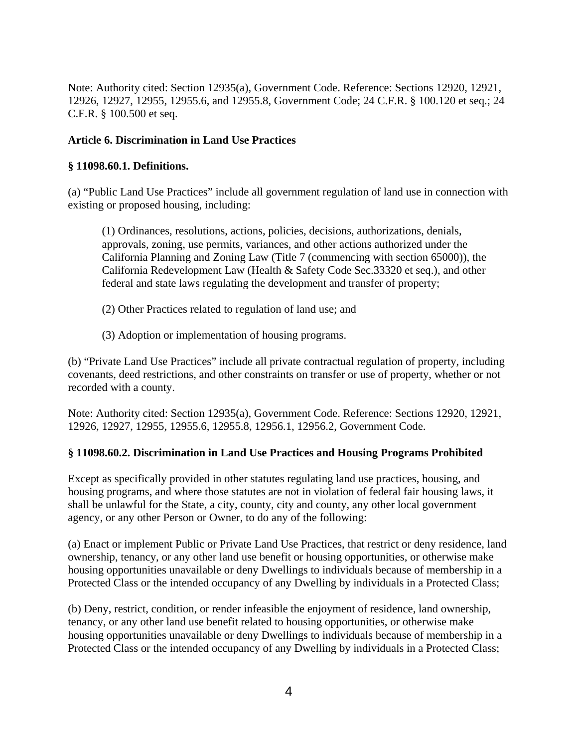Note: Authority cited: Section 12935(a), Government Code. Reference: Sections 12920, 12921, 12926, 12927, 12955, 12955.6, and 12955.8, Government Code; 24 C.F.R. § 100.120 et seq.; 24 C.F.R. § 100.500 et seq.

**Article 6. Discrimination in Land Use Practices**

**§ 11098.60.1. Definitions.**

(a) "Public Land Use Practices" include all government regulation of land use in connection with existing or proposed housing, including:

> (1) Ordinances, resolutions, actions, policies, decisions, authorizations, denials, approvals, zoning, use permits, variances, and other actions authorized under the California Planning and Zoning Law (Title 7 (commencing with section 65000)), the California Redevelopment Law (Health & Safety Code Sec.33320 et seq.), and other federal and state laws regulating the development and transfer of property;
>
> (2) Other Practices related to regulation of land use; and
>
> (3) Adoption or implementation of housing programs.

(b) "Private Land Use Practices" include all private contractual regulation of property, including covenants, deed restrictions, and other constraints on transfer or use of property, whether or not recorded with a county.

Note: Authority cited: Section 12935(a), Government Code. Reference: Sections 12920, 12921, 12926, 12927, 12955, 12955.6, 12955.8, 12956.1, 12956.2, Government Code.

**§ 11098.60.2. Discrimination in Land Use Practices and Housing Programs Prohibited**

Except as specifically provided in other statutes regulating land use practices, housing, and housing programs, and where those statutes are not in violation of federal fair housing laws, it shall be unlawful for the State, a city, county, city and county, any other local government agency, or any other Person or Owner, to do any of the following:

(a) Enact or implement Public or Private Land Use Practices, that restrict or deny residence, land ownership, tenancy, or any other land use benefit or housing opportunities, or otherwise make housing opportunities unavailable or deny Dwellings to individuals because of membership in a Protected Class or the intended occupancy of any Dwelling by individuals in a Protected Class;

(b) Deny, restrict, condition, or render infeasible the enjoyment of residence, land ownership, tenancy, or any other land use benefit related to housing opportunities, or otherwise make housing opportunities unavailable or deny Dwellings to individuals because of membership in a Protected Class or the intended occupancy of any Dwelling by individuals in a Protected Class;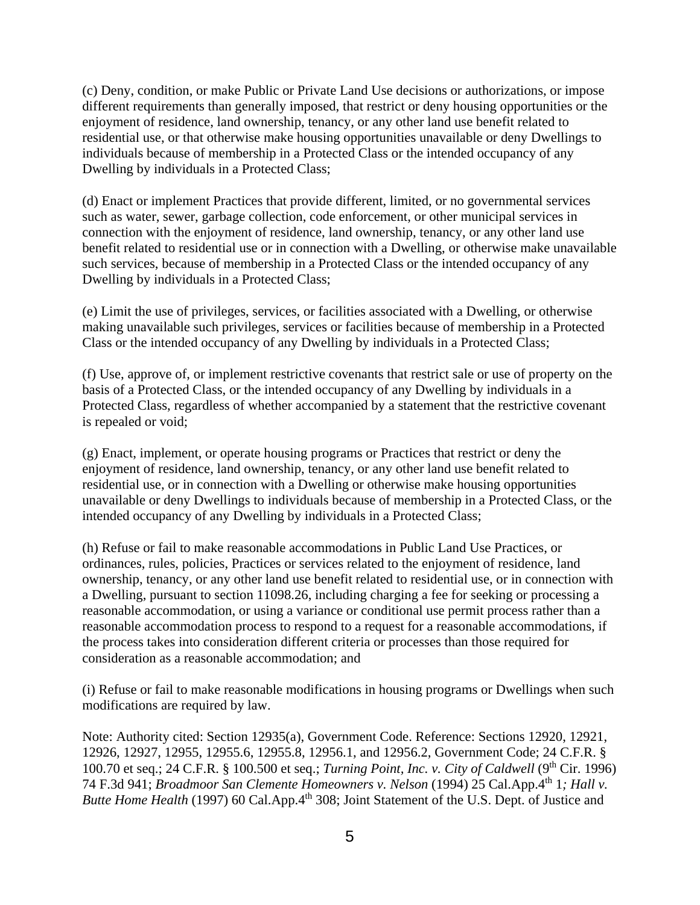(c) Deny, condition, or make Public or Private Land Use decisions or authorizations, or impose different requirements than generally imposed, that restrict or deny housing opportunities or the enjoyment of residence, land ownership, tenancy, or any other land use benefit related to residential use, or that otherwise make housing opportunities unavailable or deny Dwellings to individuals because of membership in a Protected Class or the intended occupancy of any Dwelling by individuals in a Protected Class;

(d) Enact or implement Practices that provide different, limited, or no governmental services such as water, sewer, garbage collection, code enforcement, or other municipal services in connection with the enjoyment of residence, land ownership, tenancy, or any other land use benefit related to residential use or in connection with a Dwelling, or otherwise make unavailable such services, because of membership in a Protected Class or the intended occupancy of any Dwelling by individuals in a Protected Class;

(e) Limit the use of privileges, services, or facilities associated with a Dwelling, or otherwise making unavailable such privileges, services or facilities because of membership in a Protected Class or the intended occupancy of any Dwelling by individuals in a Protected Class;

(f) Use, approve of, or implement restrictive covenants that restrict sale or use of property on the basis of a Protected Class, or the intended occupancy of any Dwelling by individuals in a Protected Class, regardless of whether accompanied by a statement that the restrictive covenant is repealed or void;

(g) Enact, implement, or operate housing programs or Practices that restrict or deny the enjoyment of residence, land ownership, tenancy, or any other land use benefit related to residential use, or in connection with a Dwelling or otherwise make housing opportunities unavailable or deny Dwellings to individuals because of membership in a Protected Class, or the intended occupancy of any Dwelling by individuals in a Protected Class;

(h) Refuse or fail to make reasonable accommodations in Public Land Use Practices, or ordinances, rules, policies, Practices or services related to the enjoyment of residence, land ownership, tenancy, or any other land use benefit related to residential use, or in connection with a Dwelling, pursuant to section 11098.26, including charging a fee for seeking or processing a reasonable accommodation, or using a variance or conditional use permit process rather than a reasonable accommodation process to respond to a request for a reasonable accommodations, if the process takes into consideration different criteria or processes than those required for consideration as a reasonable accommodation; and

(i) Refuse or fail to make reasonable modifications in housing programs or Dwellings when such modifications are required by law.

Note: Authority cited: Section 12935(a), Government Code. Reference: Sections 12920, 12921, 12926, 12927, 12955, 12955.6, 12955.8, 12956.1, and 12956.2, Government Code; 24 C.F.R. § 100.70 et seq.; 24 C.F.R. § 100.500 et seq.; *Turning Point, Inc. v. City of Caldwell* (9th Cir. 1996) 74 F.3d 941; *Broadmoor San Clemente Homeowners v. Nelson* (1994) 25 Cal.App.4th 1; *Hall v. Butte Home Health* (1997) 60 Cal.App.4th 308; Joint Statement of the U.S. Dept. of Justice and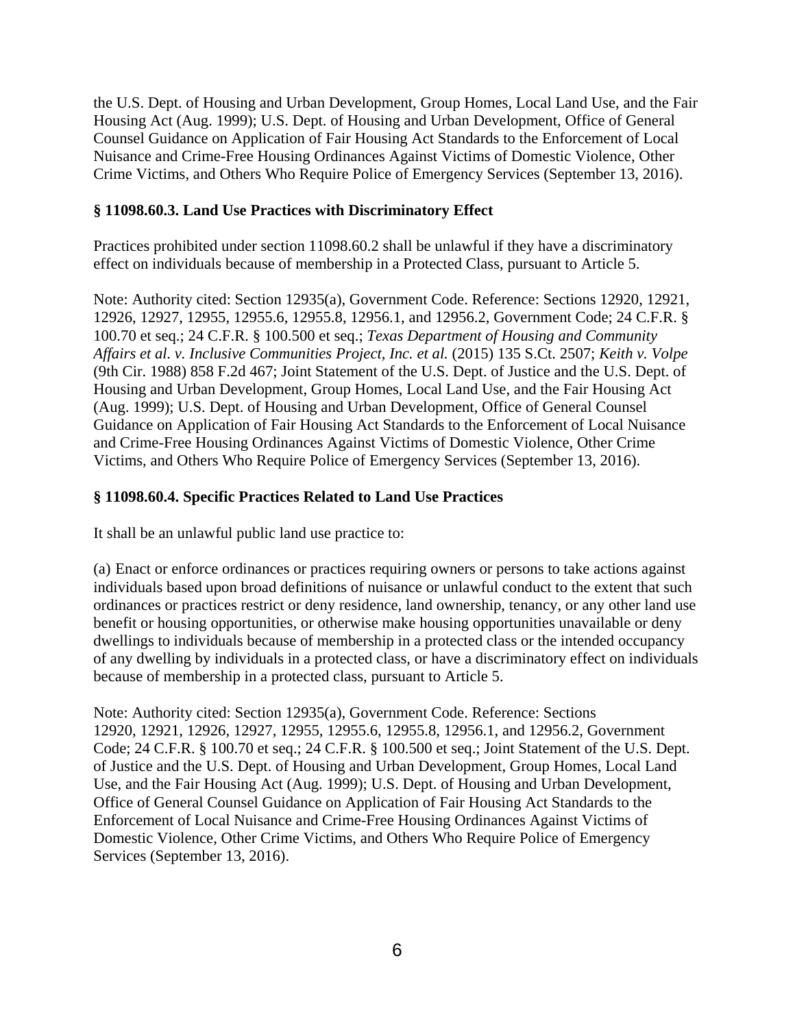the U.S. Dept. of Housing and Urban Development, Group Homes, Local Land Use, and the Fair Housing Act (Aug. 1999); U.S. Dept. of Housing and Urban Development, Office of General Counsel Guidance on Application of Fair Housing Act Standards to the Enforcement of Local Nuisance and Crime-Free Housing Ordinances Against Victims of Domestic Violence, Other Crime Victims, and Others Who Require Police of Emergency Services (September 13, 2016).

**§ 11098.60.3. Land Use Practices with Discriminatory Effect**

Practices prohibited under section 11098.60.2 shall be unlawful if they have a discriminatory effect on individuals because of membership in a Protected Class, pursuant to Article 5.

Note: Authority cited: Section 12935(a), Government Code. Reference: Sections 12920, 12921, 12926, 12927, 12955, 12955.6, 12955.8, 12956.1, and 12956.2, Government Code; 24 C.F.R. § 100.70 et seq.; 24 C.F.R. § 100.500 et seq.; *Texas Department of Housing and Community Affairs et al. v. Inclusive Communities Project, Inc. et al.* (2015) 135 S.Ct. 2507; *Keith v. Volpe* (9th Cir. 1988) 858 F.2d 467; Joint Statement of the U.S. Dept. of Justice and the U.S. Dept. of Housing and Urban Development, Group Homes, Local Land Use, and the Fair Housing Act (Aug. 1999); U.S. Dept. of Housing and Urban Development, Office of General Counsel Guidance on Application of Fair Housing Act Standards to the Enforcement of Local Nuisance and Crime-Free Housing Ordinances Against Victims of Domestic Violence, Other Crime Victims, and Others Who Require Police of Emergency Services (September 13, 2016).

**§ 11098.60.4. Specific Practices Related to Land Use Practices**

It shall be an unlawful public land use practice to:

(a) Enact or enforce ordinances or practices requiring owners or persons to take actions against individuals based upon broad definitions of nuisance or unlawful conduct to the extent that such ordinances or practices restrict or deny residence, land ownership, tenancy, or any other land use benefit or housing opportunities, or otherwise make housing opportunities unavailable or deny dwellings to individuals because of membership in a protected class or the intended occupancy of any dwelling by individuals in a protected class, or have a discriminatory effect on individuals because of membership in a protected class, pursuant to Article 5.

Note: Authority cited: Section 12935(a), Government Code. Reference: Sections 12920, 12921, 12926, 12927, 12955, 12955.6, 12955.8, 12956.1, and 12956.2, Government Code; 24 C.F.R. § 100.70 et seq.; 24 C.F.R. § 100.500 et seq.; Joint Statement of the U.S. Dept. of Justice and the U.S. Dept. of Housing and Urban Development, Group Homes, Local Land Use, and the Fair Housing Act (Aug. 1999); U.S. Dept. of Housing and Urban Development, Office of General Counsel Guidance on Application of Fair Housing Act Standards to the Enforcement of Local Nuisance and Crime-Free Housing Ordinances Against Victims of Domestic Violence, Other Crime Victims, and Others Who Require Police of Emergency Services (September 13, 2016).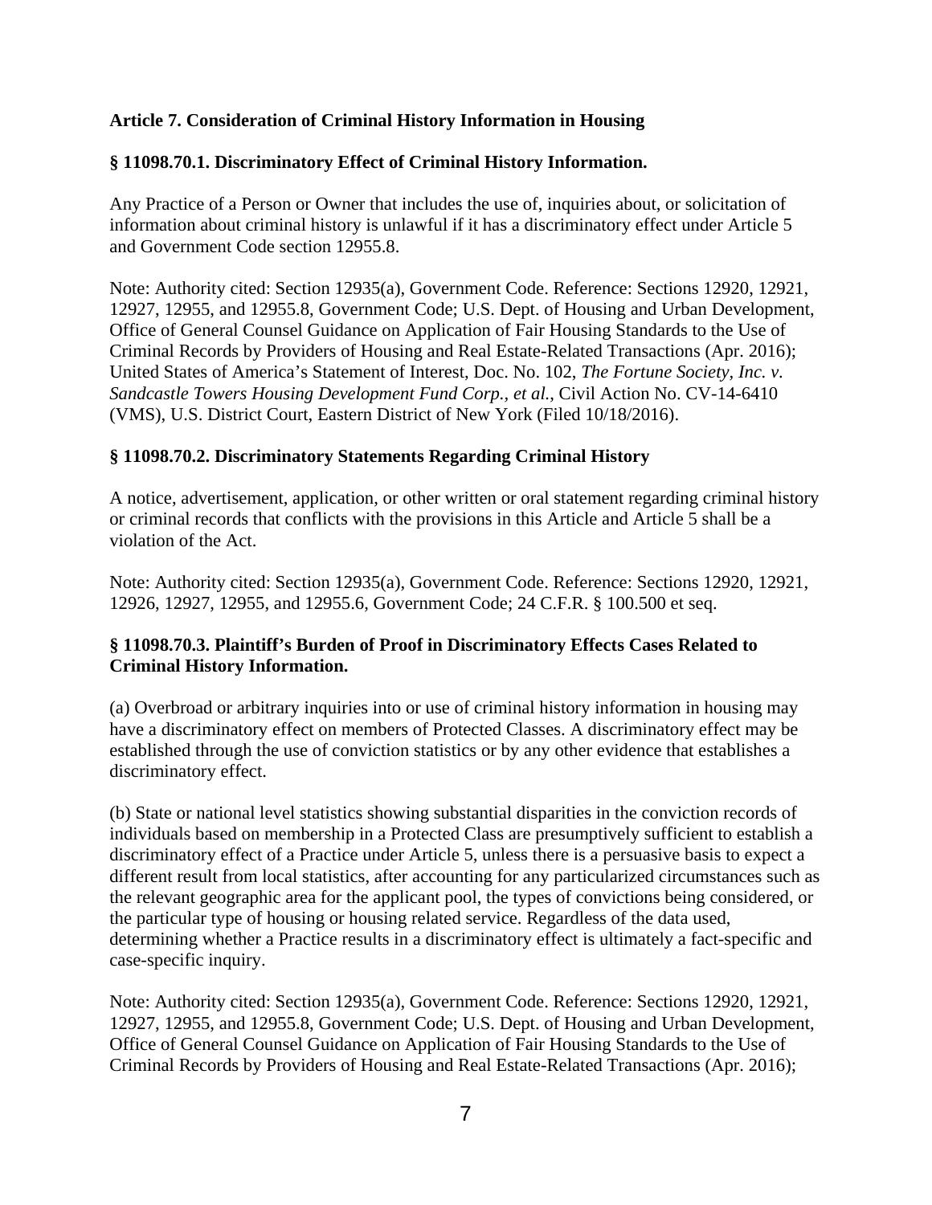**Article 7. Consideration of Criminal History Information in Housing**

**§ 11098.70.1. Discriminatory Effect of Criminal History Information.**

Any Practice of a Person or Owner that includes the use of, inquiries about, or solicitation of information about criminal history is unlawful if it has a discriminatory effect under Article 5 and Government Code section 12955.8.

Note: Authority cited: Section 12935(a), Government Code. Reference: Sections 12920, 12921, 12927, 12955, and 12955.8, Government Code; U.S. Dept. of Housing and Urban Development, Office of General Counsel Guidance on Application of Fair Housing Standards to the Use of Criminal Records by Providers of Housing and Real Estate-Related Transactions (Apr. 2016); United States of America's Statement of Interest, Doc. No. 102, *The Fortune Society, Inc. v. Sandcastle Towers Housing Development Fund Corp., et al.*, Civil Action No. CV-14-6410 (VMS), U.S. District Court, Eastern District of New York (Filed 10/18/2016).

**§ 11098.70.2. Discriminatory Statements Regarding Criminal History**

A notice, advertisement, application, or other written or oral statement regarding criminal history or criminal records that conflicts with the provisions in this Article and Article 5 shall be a violation of the Act.

Note: Authority cited: Section 12935(a), Government Code. Reference: Sections 12920, 12921, 12926, 12927, 12955, and 12955.6, Government Code; 24 C.F.R. § 100.500 et seq.

**§ 11098.70.3. Plaintiff's Burden of Proof in Discriminatory Effects Cases Related to Criminal History Information.**

(a) Overbroad or arbitrary inquiries into or use of criminal history information in housing may have a discriminatory effect on members of Protected Classes. A discriminatory effect may be established through the use of conviction statistics or by any other evidence that establishes a discriminatory effect.

(b) State or national level statistics showing substantial disparities in the conviction records of individuals based on membership in a Protected Class are presumptively sufficient to establish a discriminatory effect of a Practice under Article 5, unless there is a persuasive basis to expect a different result from local statistics, after accounting for any particularized circumstances such as the relevant geographic area for the applicant pool, the types of convictions being considered, or the particular type of housing or housing related service. Regardless of the data used, determining whether a Practice results in a discriminatory effect is ultimately a fact-specific and case-specific inquiry.

Note: Authority cited: Section 12935(a), Government Code. Reference: Sections 12920, 12921, 12927, 12955, and 12955.8, Government Code; U.S. Dept. of Housing and Urban Development, Office of General Counsel Guidance on Application of Fair Housing Standards to the Use of Criminal Records by Providers of Housing and Real Estate-Related Transactions (Apr. 2016);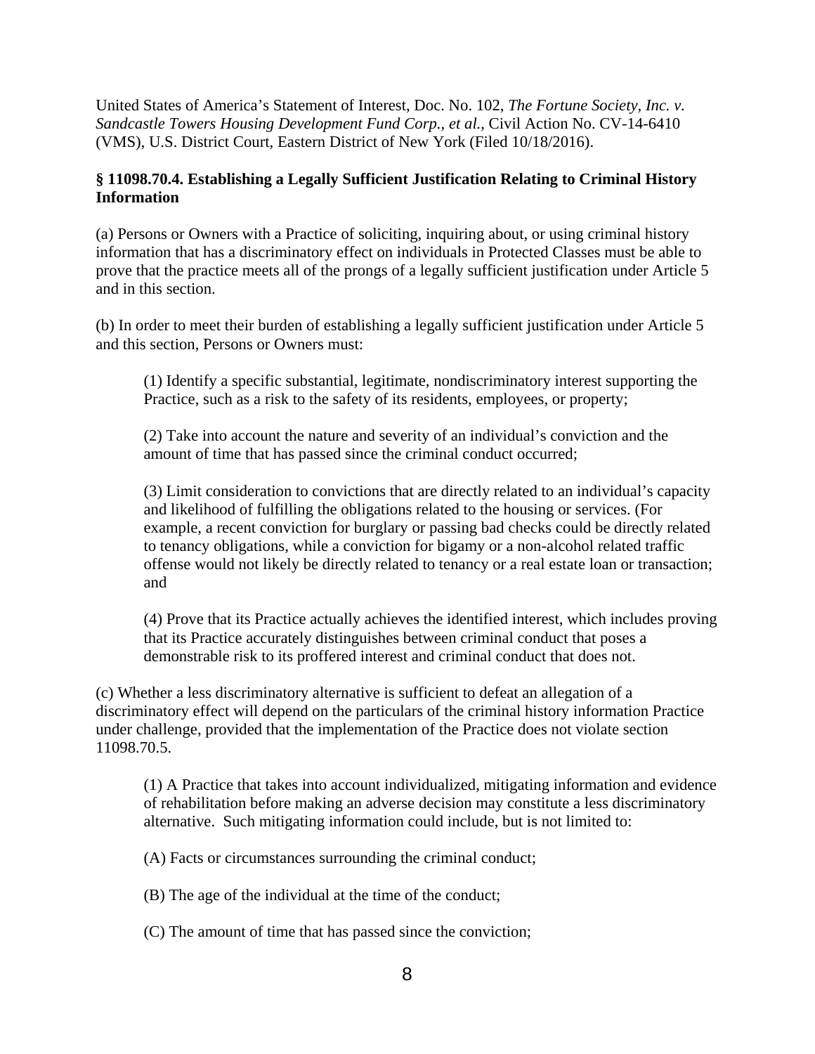United States of America's Statement of Interest, Doc. No. 102, *The Fortune Society, Inc. v. Sandcastle Towers Housing Development Fund Corp., et al.*, Civil Action No. CV-14-6410 (VMS), U.S. District Court, Eastern District of New York (Filed 10/18/2016).

**§ 11098.70.4. Establishing a Legally Sufficient Justification Relating to Criminal History Information**

(a) Persons or Owners with a Practice of soliciting, inquiring about, or using criminal history information that has a discriminatory effect on individuals in Protected Classes must be able to prove that the practice meets all of the prongs of a legally sufficient justification under Article 5 and in this section.

(b) In order to meet their burden of establishing a legally sufficient justification under Article 5 and this section, Persons or Owners must:

> (1) Identify a specific substantial, legitimate, nondiscriminatory interest supporting the Practice, such as a risk to the safety of its residents, employees, or property;
>
> (2) Take into account the nature and severity of an individual's conviction and the amount of time that has passed since the criminal conduct occurred;
>
> (3) Limit consideration to convictions that are directly related to an individual's capacity and likelihood of fulfilling the obligations related to the housing or services. (For example, a recent conviction for burglary or passing bad checks could be directly related to tenancy obligations, while a conviction for bigamy or a non-alcohol related traffic offense would not likely be directly related to tenancy or a real estate loan or transaction; and
>
> (4) Prove that its Practice actually achieves the identified interest, which includes proving that its Practice accurately distinguishes between criminal conduct that poses a demonstrable risk to its proffered interest and criminal conduct that does not.

(c) Whether a less discriminatory alternative is sufficient to defeat an allegation of a discriminatory effect will depend on the particulars of the criminal history information Practice under challenge, provided that the implementation of the Practice does not violate section 11098.70.5.

> (1) A Practice that takes into account individualized, mitigating information and evidence of rehabilitation before making an adverse decision may constitute a less discriminatory alternative. Such mitigating information could include, but is not limited to:
>
> (A) Facts or circumstances surrounding the criminal conduct;
>
> (B) The age of the individual at the time of the conduct;
>
> (C) The amount of time that has passed since the conviction;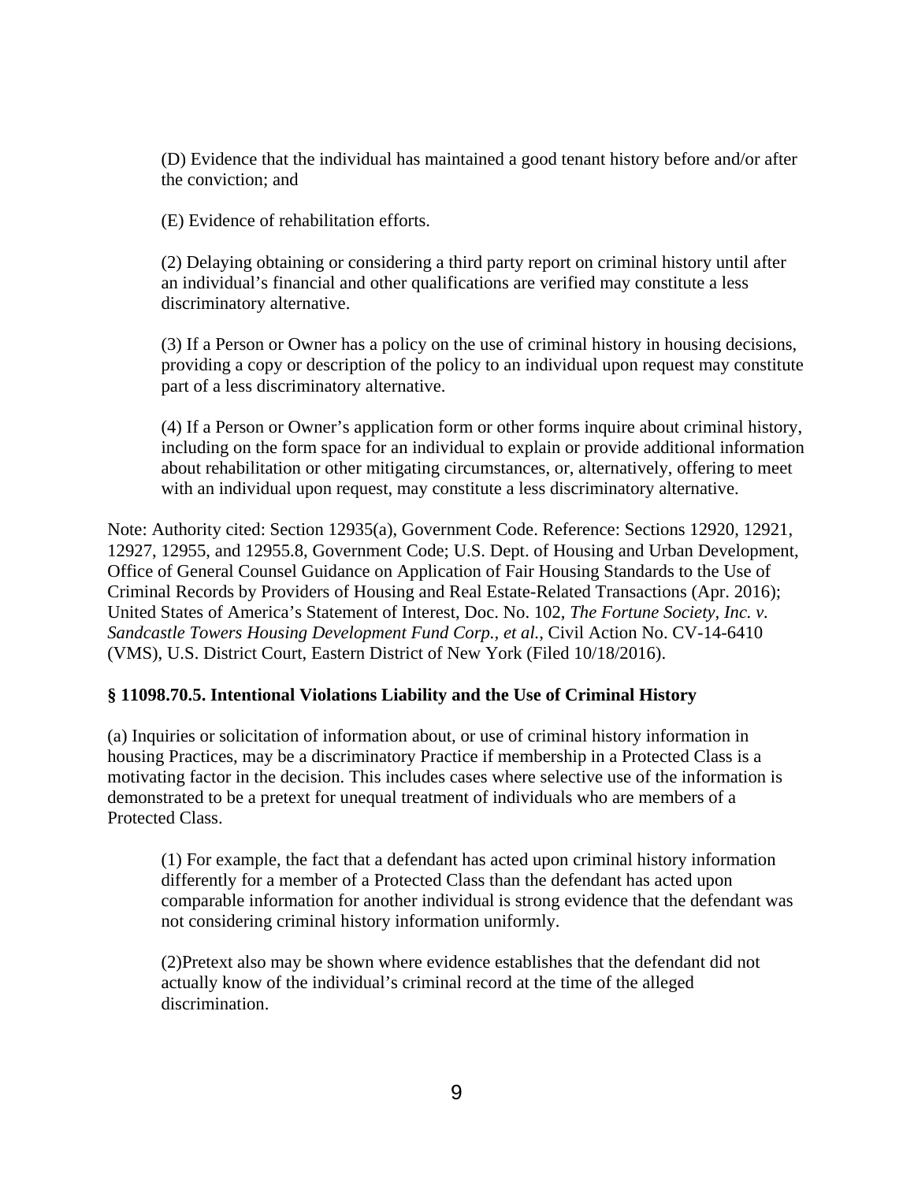(D) Evidence that the individual has maintained a good tenant history before and/or after the conviction; and

(E) Evidence of rehabilitation efforts.

(2) Delaying obtaining or considering a third party report on criminal history until after an individual's financial and other qualifications are verified may constitute a less discriminatory alternative.

(3) If a Person or Owner has a policy on the use of criminal history in housing decisions, providing a copy or description of the policy to an individual upon request may constitute part of a less discriminatory alternative.

(4) If a Person or Owner's application form or other forms inquire about criminal history, including on the form space for an individual to explain or provide additional information about rehabilitation or other mitigating circumstances, or, alternatively, offering to meet with an individual upon request, may constitute a less discriminatory alternative.

Note: Authority cited: Section 12935(a), Government Code. Reference: Sections 12920, 12921, 12927, 12955, and 12955.8, Government Code; U.S. Dept. of Housing and Urban Development, Office of General Counsel Guidance on Application of Fair Housing Standards to the Use of Criminal Records by Providers of Housing and Real Estate-Related Transactions (Apr. 2016); United States of America's Statement of Interest, Doc. No. 102, *The Fortune Society, Inc. v. Sandcastle Towers Housing Development Fund Corp., et al.*, Civil Action No. CV-14-6410 (VMS), U.S. District Court, Eastern District of New York (Filed 10/18/2016).

**§ 11098.70.5. Intentional Violations Liability and the Use of Criminal History**

(a) Inquiries or solicitation of information about, or use of criminal history information in housing Practices, may be a discriminatory Practice if membership in a Protected Class is a motivating factor in the decision. This includes cases where selective use of the information is demonstrated to be a pretext for unequal treatment of individuals who are members of a Protected Class.

(1) For example, the fact that a defendant has acted upon criminal history information differently for a member of a Protected Class than the defendant has acted upon comparable information for another individual is strong evidence that the defendant was not considering criminal history information uniformly.

(2)Pretext also may be shown where evidence establishes that the defendant did not actually know of the individual's criminal record at the time of the alleged discrimination.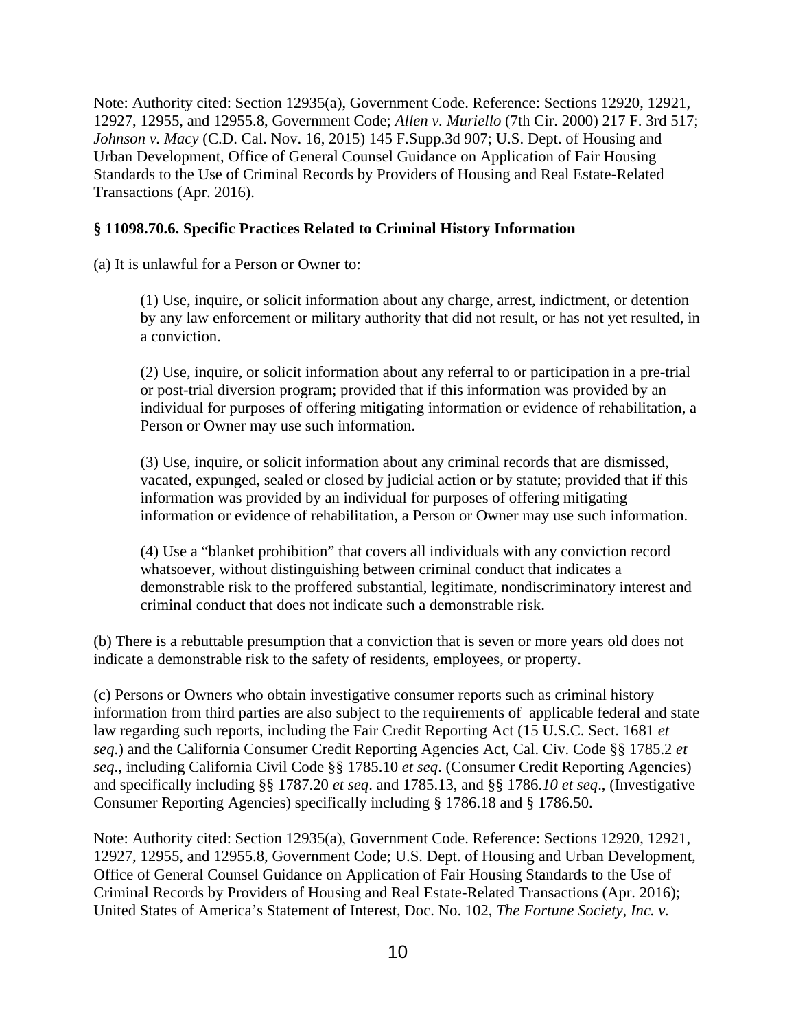Note: Authority cited: Section 12935(a), Government Code. Reference: Sections 12920, 12921, 12927, 12955, and 12955.8, Government Code; *Allen v. Muriello* (7th Cir. 2000) 217 F. 3rd 517; *Johnson v. Macy* (C.D. Cal. Nov. 16, 2015) 145 F.Supp.3d 907; U.S. Dept. of Housing and Urban Development, Office of General Counsel Guidance on Application of Fair Housing Standards to the Use of Criminal Records by Providers of Housing and Real Estate-Related Transactions (Apr. 2016).

**§ 11098.70.6. Specific Practices Related to Criminal History Information**

(a) It is unlawful for a Person or Owner to:

(1) Use, inquire, or solicit information about any charge, arrest, indictment, or detention by any law enforcement or military authority that did not result, or has not yet resulted, in a conviction.

(2) Use, inquire, or solicit information about any referral to or participation in a pre-trial or post-trial diversion program; provided that if this information was provided by an individual for purposes of offering mitigating information or evidence of rehabilitation, a Person or Owner may use such information.

(3) Use, inquire, or solicit information about any criminal records that are dismissed, vacated, expunged, sealed or closed by judicial action or by statute; provided that if this information was provided by an individual for purposes of offering mitigating information or evidence of rehabilitation, a Person or Owner may use such information.

(4) Use a "blanket prohibition" that covers all individuals with any conviction record whatsoever, without distinguishing between criminal conduct that indicates a demonstrable risk to the proffered substantial, legitimate, nondiscriminatory interest and criminal conduct that does not indicate such a demonstrable risk.

(b) There is a rebuttable presumption that a conviction that is seven or more years old does not indicate a demonstrable risk to the safety of residents, employees, or property.

(c) Persons or Owners who obtain investigative consumer reports such as criminal history information from third parties are also subject to the requirements of applicable federal and state law regarding such reports, including the Fair Credit Reporting Act (15 U.S.C. Sect. 1681 *et seq*.) and the California Consumer Credit Reporting Agencies Act, Cal. Civ. Code §§ 1785.2 *et seq*., including California Civil Code §§ 1785.10 *et seq*. (Consumer Credit Reporting Agencies) and specifically including §§ 1787.20 *et seq*. and 1785.13, and §§ 1786.*10 et seq*., (Investigative Consumer Reporting Agencies) specifically including § 1786.18 and § 1786.50.

Note: Authority cited: Section 12935(a), Government Code. Reference: Sections 12920, 12921, 12927, 12955, and 12955.8, Government Code; U.S. Dept. of Housing and Urban Development, Office of General Counsel Guidance on Application of Fair Housing Standards to the Use of Criminal Records by Providers of Housing and Real Estate-Related Transactions (Apr. 2016); United States of America's Statement of Interest, Doc. No. 102, *The Fortune Society, Inc. v.*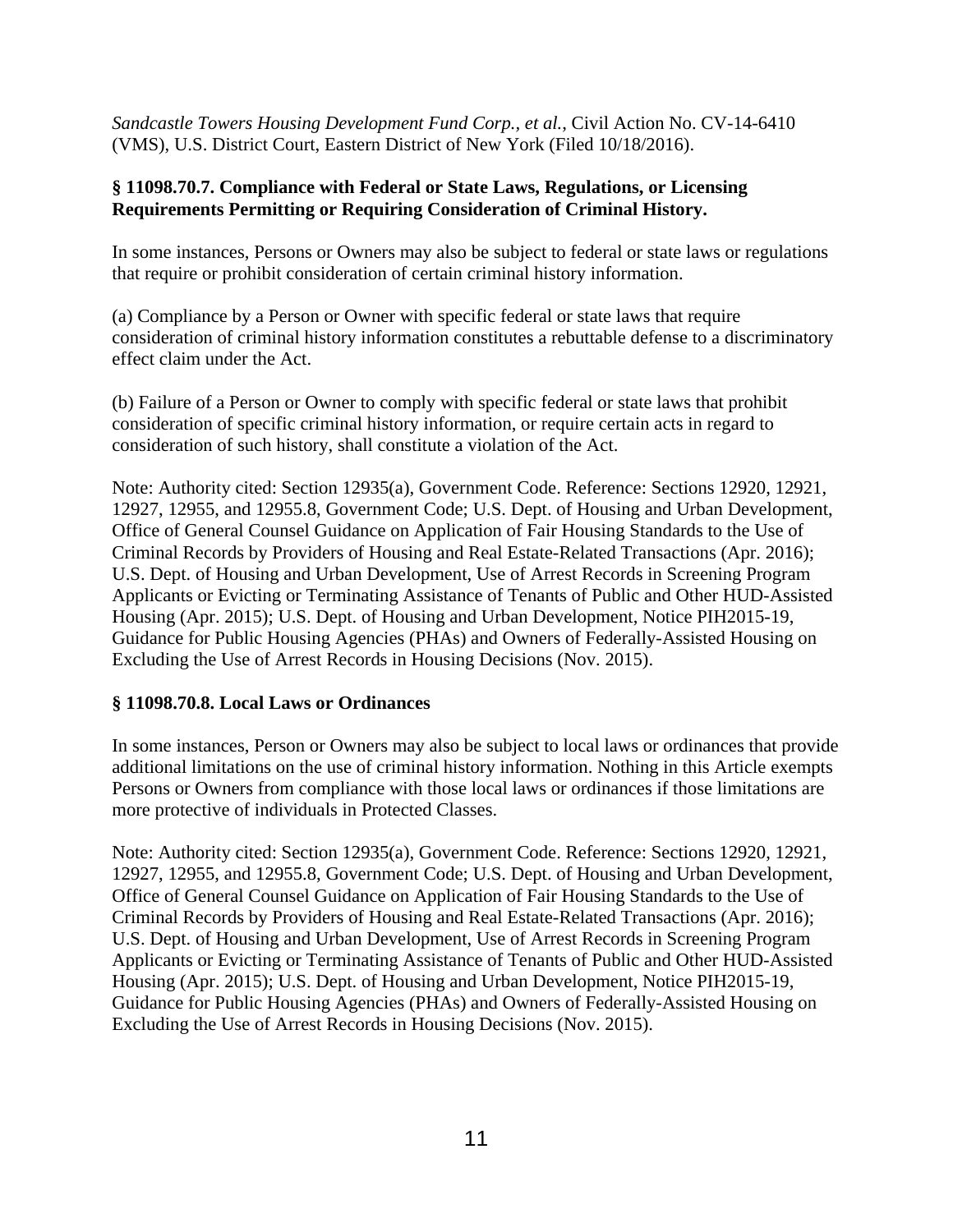*Sandcastle Towers Housing Development Fund Corp., et al.*, Civil Action No. CV-14-6410 (VMS), U.S. District Court, Eastern District of New York (Filed 10/18/2016).

**§ 11098.70.7. Compliance with Federal or State Laws, Regulations, or Licensing Requirements Permitting or Requiring Consideration of Criminal History.**

In some instances, Persons or Owners may also be subject to federal or state laws or regulations that require or prohibit consideration of certain criminal history information.

(a) Compliance by a Person or Owner with specific federal or state laws that require consideration of criminal history information constitutes a rebuttable defense to a discriminatory effect claim under the Act.

(b) Failure of a Person or Owner to comply with specific federal or state laws that prohibit consideration of specific criminal history information, or require certain acts in regard to consideration of such history, shall constitute a violation of the Act.

Note: Authority cited: Section 12935(a), Government Code. Reference: Sections 12920, 12921, 12927, 12955, and 12955.8, Government Code; U.S. Dept. of Housing and Urban Development, Office of General Counsel Guidance on Application of Fair Housing Standards to the Use of Criminal Records by Providers of Housing and Real Estate-Related Transactions (Apr. 2016); U.S. Dept. of Housing and Urban Development, Use of Arrest Records in Screening Program Applicants or Evicting or Terminating Assistance of Tenants of Public and Other HUD-Assisted Housing (Apr. 2015); U.S. Dept. of Housing and Urban Development, Notice PIH2015-19, Guidance for Public Housing Agencies (PHAs) and Owners of Federally-Assisted Housing on Excluding the Use of Arrest Records in Housing Decisions (Nov. 2015).

**§ 11098.70.8. Local Laws or Ordinances**

In some instances, Person or Owners may also be subject to local laws or ordinances that provide additional limitations on the use of criminal history information. Nothing in this Article exempts Persons or Owners from compliance with those local laws or ordinances if those limitations are more protective of individuals in Protected Classes.

Note: Authority cited: Section 12935(a), Government Code. Reference: Sections 12920, 12921, 12927, 12955, and 12955.8, Government Code; U.S. Dept. of Housing and Urban Development, Office of General Counsel Guidance on Application of Fair Housing Standards to the Use of Criminal Records by Providers of Housing and Real Estate-Related Transactions (Apr. 2016); U.S. Dept. of Housing and Urban Development, Use of Arrest Records in Screening Program Applicants or Evicting or Terminating Assistance of Tenants of Public and Other HUD-Assisted Housing (Apr. 2015); U.S. Dept. of Housing and Urban Development, Notice PIH2015-19, Guidance for Public Housing Agencies (PHAs) and Owners of Federally-Assisted Housing on Excluding the Use of Arrest Records in Housing Decisions (Nov. 2015).